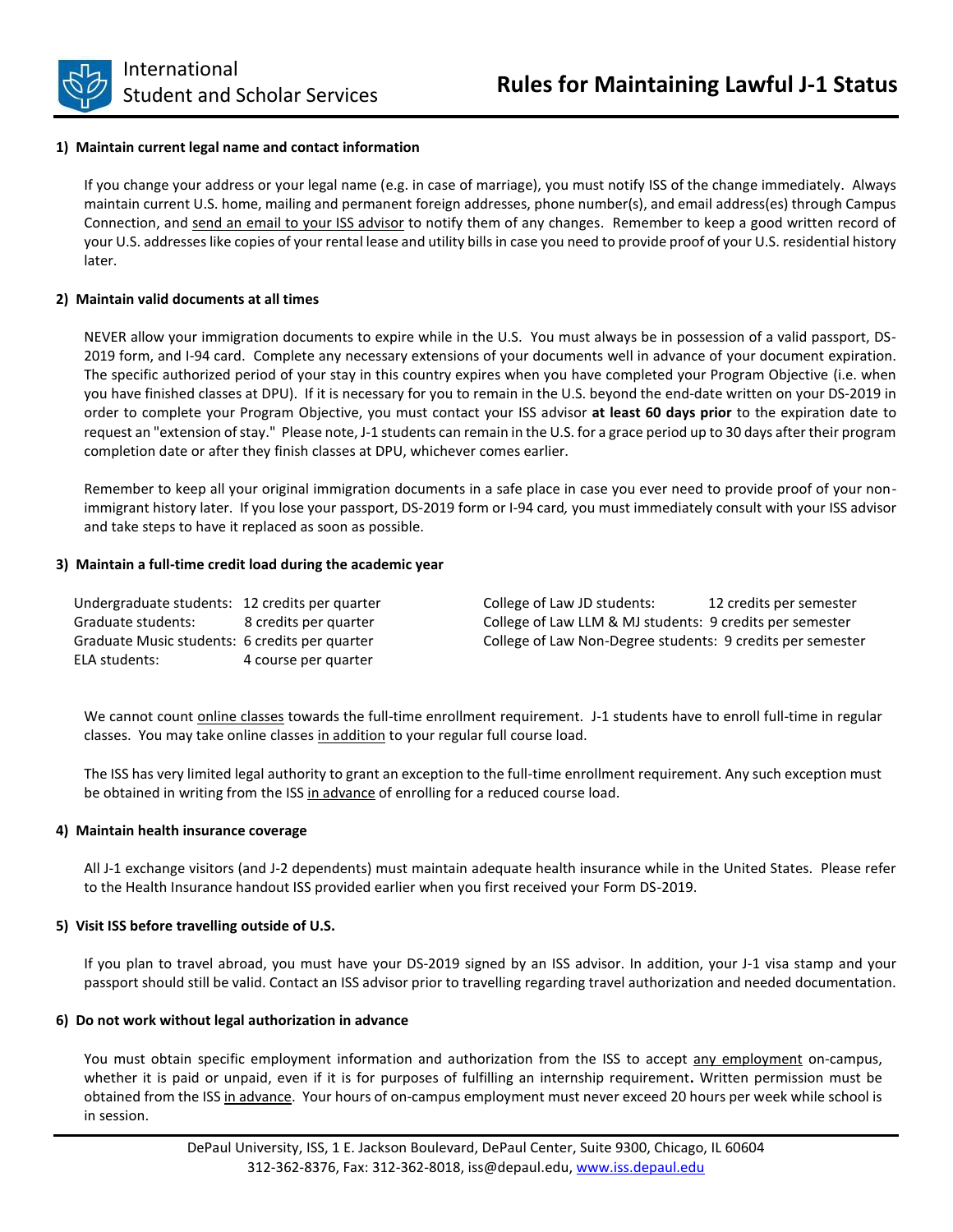International Student and Scholar Services

# Rules for Maintaining Lawful J-1 Status

## 1) Maintain current legal name and contact information

If you change your address or your legal name (e.g. in case of marriage), you must notify ISS of the change immediately. Always maintain current U.S. home, mailing and permanent foreign addresses, phone number(s), and email address(es) through Campus Connection, and send an email to your ISS advisor to notify them of any changes. Remember to keep a good written record of your U.S. addresses like copies of your rental lease and utility bills in case you need to provide proof of your U.S. residential history later.

## 2) Maintain valid documents at all times

NEVER allow your immigration documents to expire while in the U.S. You must always be in possession of a valid passport, DS-2019 form, and I-94 card. Complete any necessary extensions of your documents well in advance of your document expiration. The specific authorized period of your stay in this country expires when you have completed your Program Objective (i.e. when you have finished classes at DPU). If it is necessary for you to remain in the U.S. beyond the end-date written on your DS-2019 in order to complete your Program Objective, you must contact your ISS advisor **at least 60 days prior** to the expiration date to request an "extension of stay." Please note, J-1 students can remain in the U.S. for a grace period up to 30 days after their program completion date or after they finish classes at DPU, whichever comes earlier.

Remember to keep all your original immigration documents in a safe place in case you ever need to provide proof of your non-immigrant history later. If you lose your passport, DS-2019 form or I-94 card, you must immediately consult with your ISS advisor and take steps to have it replaced as soon as possible.

## 3) Maintain a full-time credit load during the academic year

| | |
|---|---|
| Undergraduate students: | 12 credits per quarter |
| Graduate students: | 8 credits per quarter |
| Graduate Music students: | 6 credits per quarter |
| ELA students: | 4 course per quarter |
| College of Law JD students: | 12 credits per semester |
| College of Law LLM & MJ students: | 9 credits per semester |
| College of Law Non-Degree students: | 9 credits per semester |

We cannot count online classes towards the full-time enrollment requirement. J-1 students have to enroll full-time in regular classes. You may take online classes in addition to your regular full course load.

The ISS has very limited legal authority to grant an exception to the full-time enrollment requirement. Any such exception must be obtained in writing from the ISS in advance of enrolling for a reduced course load.

## 4) Maintain health insurance coverage

All J-1 exchange visitors (and J-2 dependents) must maintain adequate health insurance while in the United States. Please refer to the Health Insurance handout ISS provided earlier when you first received your Form DS-2019.

## 5) Visit ISS before travelling outside of U.S.

If you plan to travel abroad, you must have your DS-2019 signed by an ISS advisor. In addition, your J-1 visa stamp and your passport should still be valid. Contact an ISS advisor prior to travelling regarding travel authorization and needed documentation.

## 6) Do not work without legal authorization in advance

You must obtain specific employment information and authorization from the ISS to accept any employment on-campus, whether it is paid or unpaid, even if it is for purposes of fulfilling an internship requirement**.** Written permission must be obtained from the ISS in advance. Your hours of on-campus employment must never exceed 20 hours per week while school is in session.

DePaul University, ISS, 1 E. Jackson Boulevard, DePaul Center, Suite 9300, Chicago, IL 60604
312-362-8376, Fax: 312-362-8018, iss@depaul.edu, www.iss.depaul.edu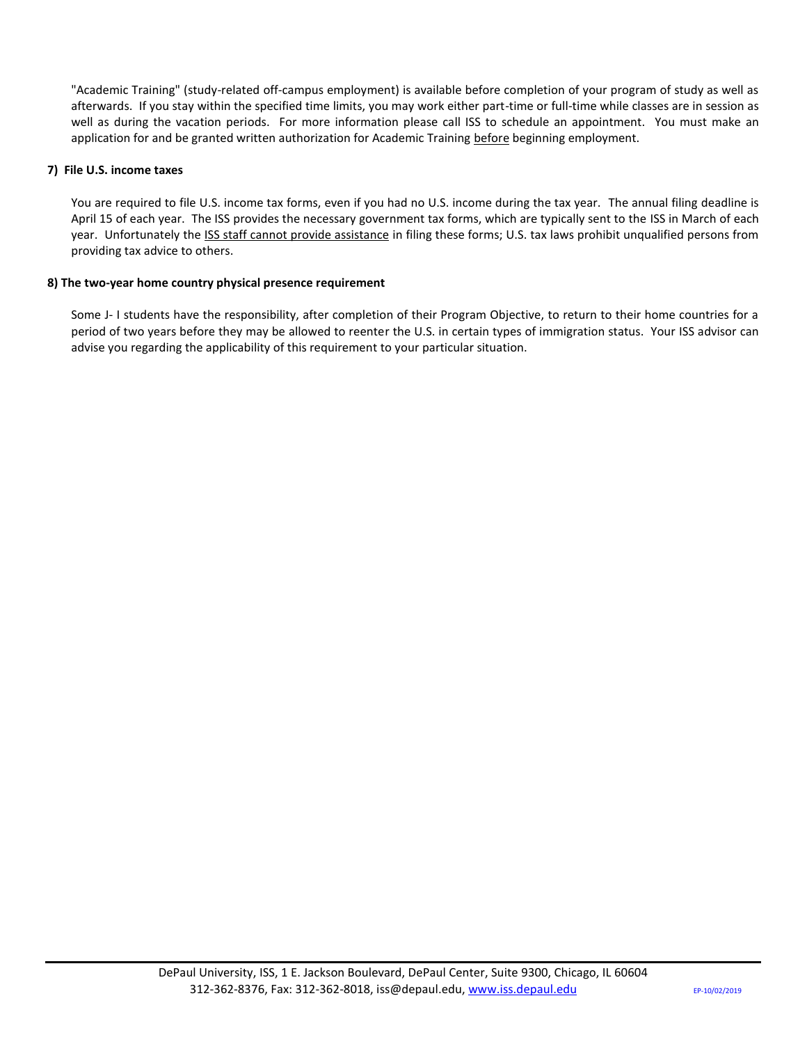"Academic Training" (study-related off-campus employment) is available before completion of your program of study as well as afterwards. If you stay within the specified time limits, you may work either part-time or full-time while classes are in session as well as during the vacation periods. For more information please call ISS to schedule an appointment. You must make an application for and be granted written authorization for Academic Training before beginning employment.

**7) File U.S. income taxes**

You are required to file U.S. income tax forms, even if you had no U.S. income during the tax year. The annual filing deadline is April 15 of each year. The ISS provides the necessary government tax forms, which are typically sent to the ISS in March of each year. Unfortunately the ISS staff cannot provide assistance in filing these forms; U.S. tax laws prohibit unqualified persons from providing tax advice to others.

**8) The two-year home country physical presence requirement**

Some J- I students have the responsibility, after completion of their Program Objective, to return to their home countries for a period of two years before they may be allowed to reenter the U.S. in certain types of immigration status. Your ISS advisor can advise you regarding the applicability of this requirement to your particular situation.

DePaul University, ISS, 1 E. Jackson Boulevard, DePaul Center, Suite 9300, Chicago, IL 60604
312-362-8376, Fax: 312-362-8018, iss@depaul.edu, www.iss.depaul.edu

EP-10/02/2019